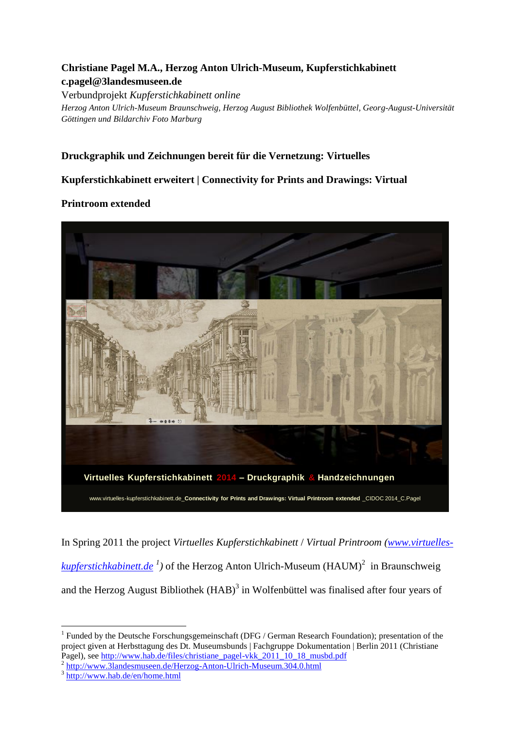**Christiane Pagel M.A., Herzog Anton Ulrich-Museum, Kupferstichkabinett**
**c.pagel@3landesmuseen.de**

Verbundprojekt *Kupferstichkabinett online*

*Herzog Anton Ulrich-Museum Braunschweig, Herzog August Bibliothek Wolfenbüttel, Georg-August-Universität Göttingen und Bildarchiv Foto Marburg*

## Druckgraphik und Zeichnungen bereit für die Vernetzung: Virtuelles Kupferstichkabinett erweitert | Connectivity for Prints and Drawings: Virtual Printroom extended

Virtuelles Kupferstichkabinett 2014 – Druckgraphik & Handzeichnungen

www.virtuelles-kupferstichkabinett.de_**Connectivity for Prints and Drawings: Virtual Printroom extended** _CIDOC 2014_C.Pagel

In Spring 2011 the project *Virtuelles Kupferstichkabinett* / *Virtual Printroom* (*www.virtuelles-kupferstichkabinett.de* [1]) of the Herzog Anton Ulrich-Museum (HAUM)[2] in Braunschweig and the Herzog August Bibliothek (HAB)[3] in Wolfenbüttel was finalised after four years of

---

[1] Funded by the Deutsche Forschungsgemeinschaft (DFG / German Research Foundation); presentation of the project given at Herbsttagung des Dt. Museumsbunds | Fachgruppe Dokumentation | Berlin 2011 (Christiane Pagel), see http://www.hab.de/files/christiane_pagel-vkk_2011_10_18_musbd.pdf

[2] http://www.3landesmuseen.de/Herzog-Anton-Ulrich-Museum.304.0.html

[3] http://www.hab.de/en/home.html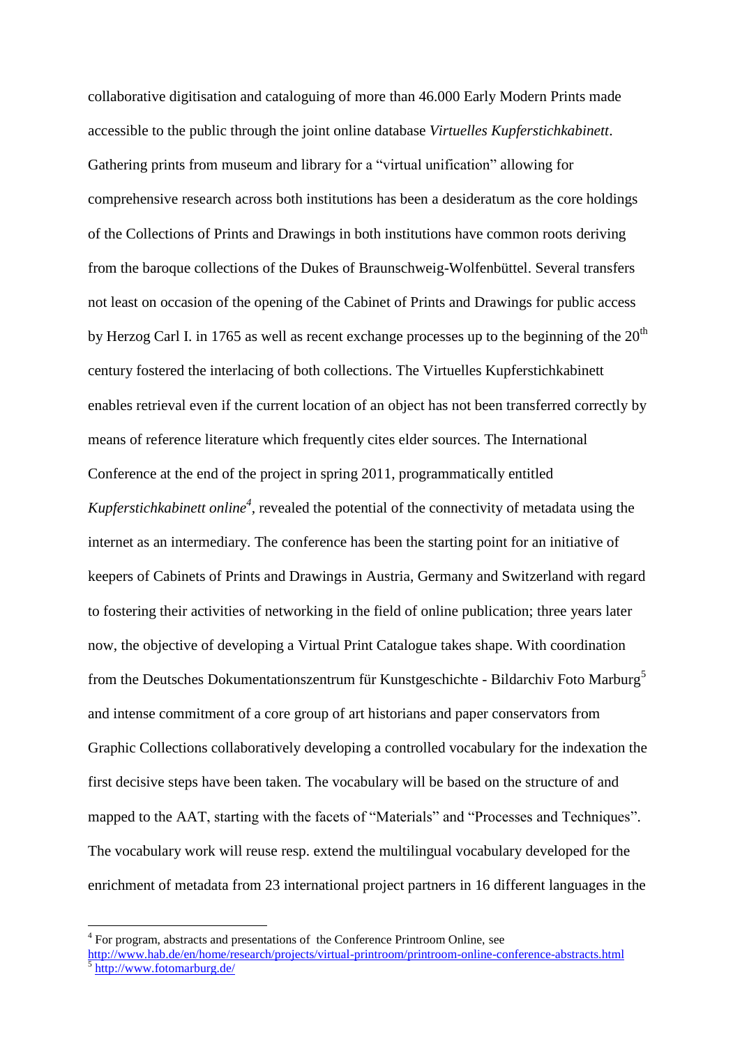collaborative digitisation and cataloguing of more than 46.000 Early Modern Prints made accessible to the public through the joint online database *Virtuelles Kupferstichkabinett*. Gathering prints from museum and library for a "virtual unification" allowing for comprehensive research across both institutions has been a desideratum as the core holdings of the Collections of Prints and Drawings in both institutions have common roots deriving from the baroque collections of the Dukes of Braunschweig-Wolfenbüttel. Several transfers not least on occasion of the opening of the Cabinet of Prints and Drawings for public access by Herzog Carl I. in 1765 as well as recent exchange processes up to the beginning of the 20th century fostered the interlacing of both collections. The Virtuelles Kupferstichkabinett enables retrieval even if the current location of an object has not been transferred correctly by means of reference literature which frequently cites elder sources. The International Conference at the end of the project in spring 2011, programmatically entitled *Kupferstichkabinett online*[4], revealed the potential of the connectivity of metadata using the internet as an intermediary. The conference has been the starting point for an initiative of keepers of Cabinets of Prints and Drawings in Austria, Germany and Switzerland with regard to fostering their activities of networking in the field of online publication; three years later now, the objective of developing a Virtual Print Catalogue takes shape. With coordination from the Deutsches Dokumentationszentrum für Kunstgeschichte - Bildarchiv Foto Marburg[5] and intense commitment of a core group of art historians and paper conservators from Graphic Collections collaboratively developing a controlled vocabulary for the indexation the first decisive steps have been taken. The vocabulary will be based on the structure of and mapped to the AAT, starting with the facets of "Materials" and "Processes and Techniques". The vocabulary work will reuse resp. extend the multilingual vocabulary developed for the enrichment of metadata from 23 international project partners in 16 different languages in the

[4] For program, abstracts and presentations of the Conference Printroom Online, see http://www.hab.de/en/home/research/projects/virtual-printroom/printroom-online-conference-abstracts.html

[5] http://www.fotomarburg.de/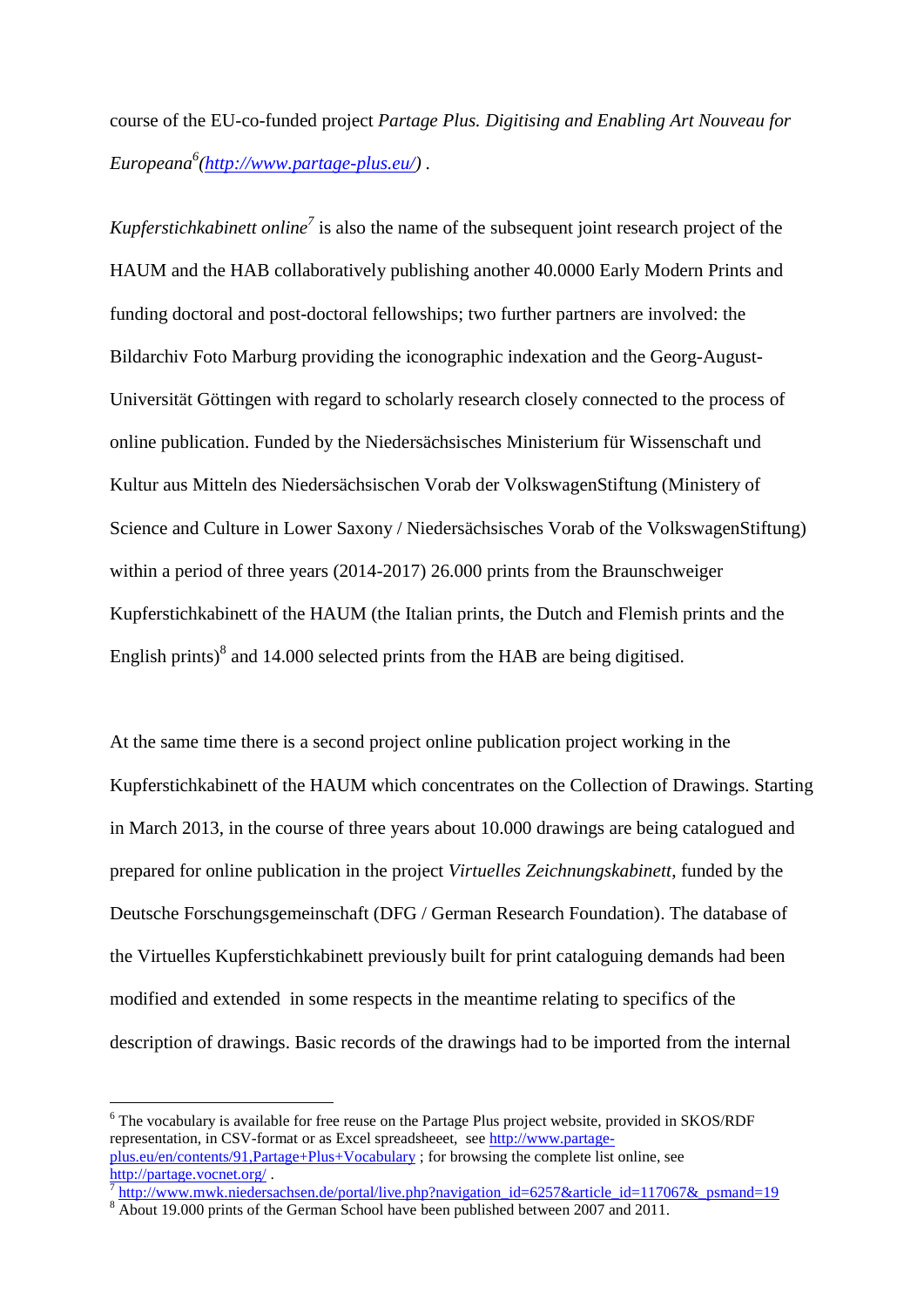course of the EU-co-funded project *Partage Plus. Digitising and Enabling Art Nouveau for Europeana*[6]*(http://www.partage-plus.eu/)* .

*Kupferstichkabinett online*[7] is also the name of the subsequent joint research project of the HAUM and the HAB collaboratively publishing another 40.0000 Early Modern Prints and funding doctoral and post-doctoral fellowships; two further partners are involved: the Bildarchiv Foto Marburg providing the iconographic indexation and the Georg-August-Universität Göttingen with regard to scholarly research closely connected to the process of online publication. Funded by the Niedersächsisches Ministerium für Wissenschaft und Kultur aus Mitteln des Niedersächsischen Vorab der VolkswagenStiftung (Ministery of Science and Culture in Lower Saxony / Niedersächsisches Vorab of the VolkswagenStiftung) within a period of three years (2014-2017) 26.000 prints from the Braunschweiger Kupferstichkabinett of the HAUM (the Italian prints, the Dutch and Flemish prints and the English prints)[8] and 14.000 selected prints from the HAB are being digitised.

At the same time there is a second project online publication project working in the Kupferstichkabinett of the HAUM which concentrates on the Collection of Drawings. Starting in March 2013, in the course of three years about 10.000 drawings are being catalogued and prepared for online publication in the project *Virtuelles Zeichnungskabinett*, funded by the Deutsche Forschungsgemeinschaft (DFG / German Research Foundation). The database of the Virtuelles Kupferstichkabinett previously built for print cataloguing demands had been modified and extended in some respects in the meantime relating to specifics of the description of drawings. Basic records of the drawings had to be imported from the internal

---

[6] The vocabulary is available for free reuse on the Partage Plus project website, provided in SKOS/RDF representation, in CSV-format or as Excel spreadsheeet, see http://www.partage-plus.eu/en/contents/91,Partage+Plus+Vocabulary ; for browsing the complete list online, see http://partage.vocnet.org/ .

[7] http://www.mwk.niedersachsen.de/portal/live.php?navigation_id=6257&article_id=117067&_psmand=19

[8] About 19.000 prints of the German School have been published between 2007 and 2011.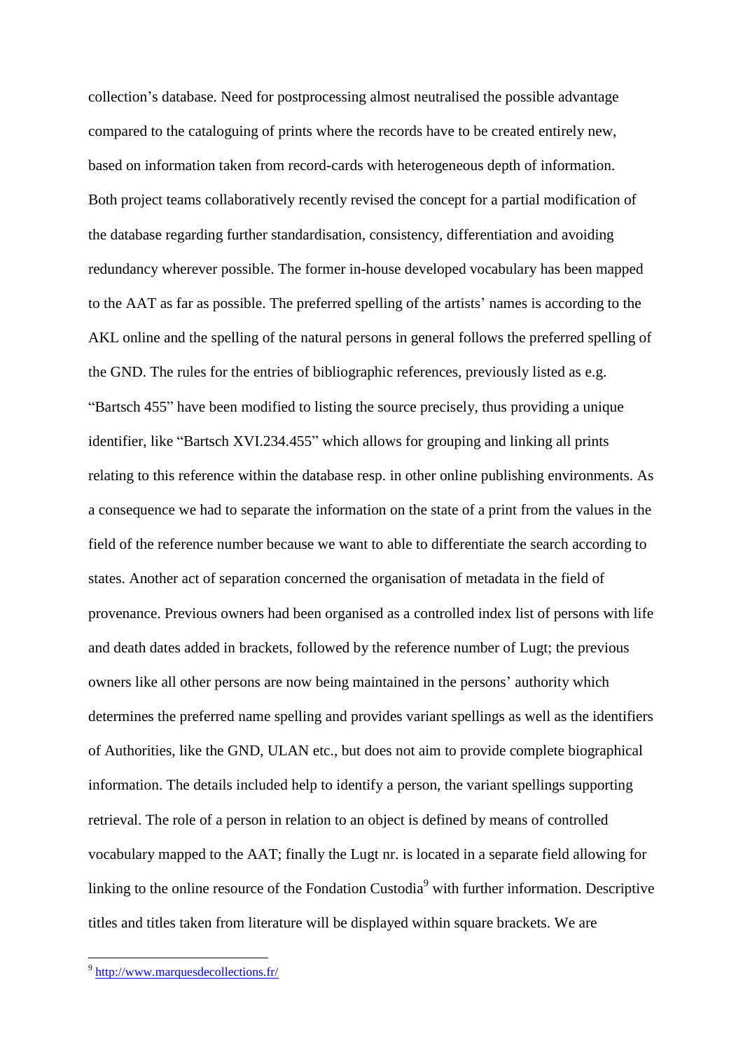collection’s database. Need for postprocessing almost neutralised the possible advantage compared to the cataloguing of prints where the records have to be created entirely new, based on information taken from record-cards with heterogeneous depth of information. Both project teams collaboratively recently revised the concept for a partial modification of the database regarding further standardisation, consistency, differentiation and avoiding redundancy wherever possible. The former in-house developed vocabulary has been mapped to the AAT as far as possible. The preferred spelling of the artists’ names is according to the AKL online and the spelling of the natural persons in general follows the preferred spelling of the GND. The rules for the entries of bibliographic references, previously listed as e.g. “Bartsch 455” have been modified to listing the source precisely, thus providing a unique identifier, like “Bartsch XVI.234.455” which allows for grouping and linking all prints relating to this reference within the database resp. in other online publishing environments. As a consequence we had to separate the information on the state of a print from the values in the field of the reference number because we want to able to differentiate the search according to states. Another act of separation concerned the organisation of metadata in the field of provenance. Previous owners had been organised as a controlled index list of persons with life and death dates added in brackets, followed by the reference number of Lugt; the previous owners like all other persons are now being maintained in the persons’ authority which determines the preferred name spelling and provides variant spellings as well as the identifiers of Authorities, like the GND, ULAN etc., but does not aim to provide complete biographical information. The details included help to identify a person, the variant spellings supporting retrieval. The role of a person in relation to an object is defined by means of controlled vocabulary mapped to the AAT; finally the Lugt nr. is located in a separate field allowing for linking to the online resource of the Fondation Custodia[9] with further information. Descriptive titles and titles taken from literature will be displayed within square brackets. We are

---

[9] http://www.marquesdecollections.fr/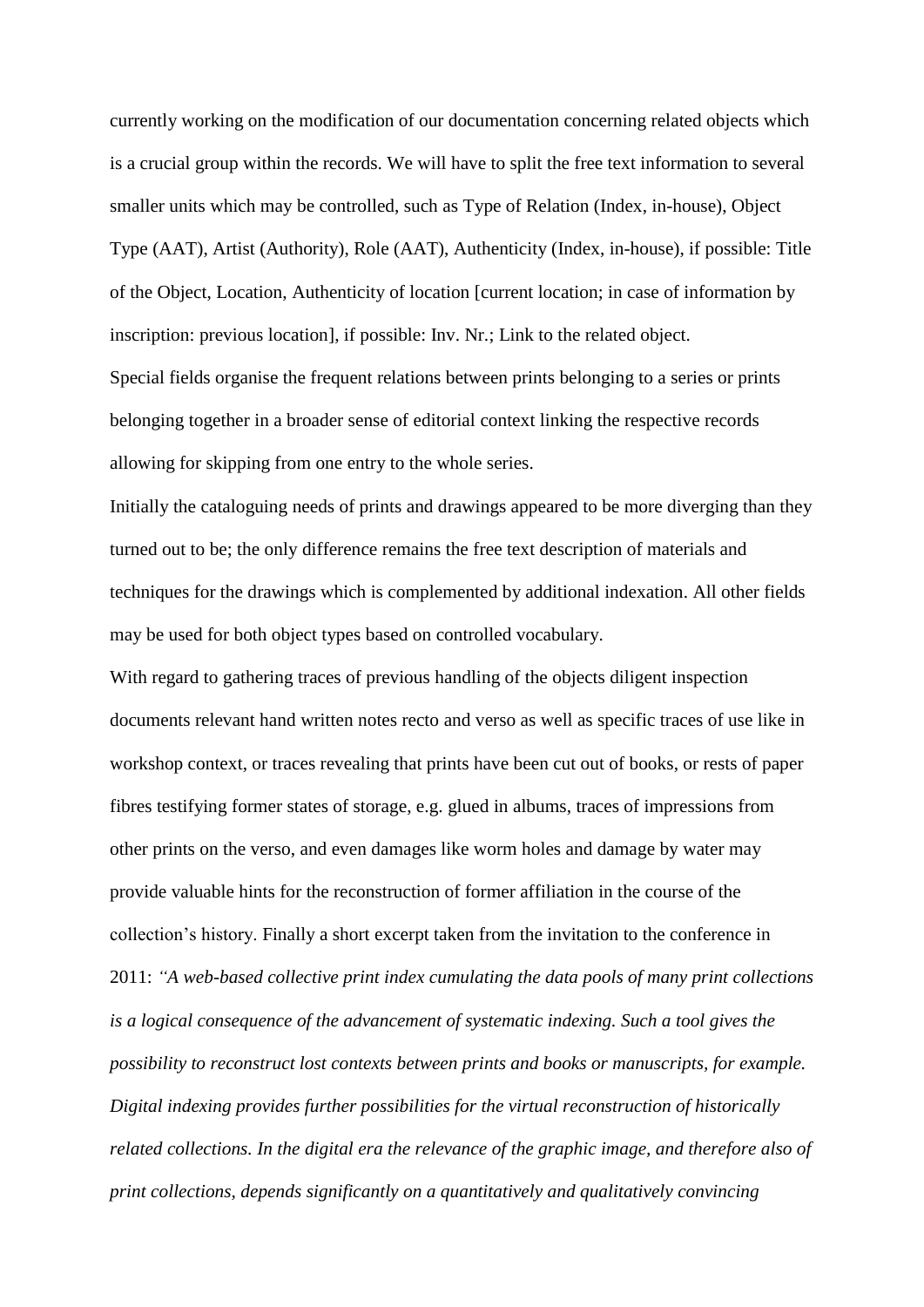currently working on the modification of our documentation concerning related objects which is a crucial group within the records. We will have to split the free text information to several smaller units which may be controlled, such as Type of Relation (Index, in-house), Object Type (AAT), Artist (Authority), Role (AAT), Authenticity (Index, in-house), if possible: Title of the Object, Location, Authenticity of location [current location; in case of information by inscription: previous location], if possible: Inv. Nr.; Link to the related object.

Special fields organise the frequent relations between prints belonging to a series or prints belonging together in a broader sense of editorial context linking the respective records allowing for skipping from one entry to the whole series.

Initially the cataloguing needs of prints and drawings appeared to be more diverging than they turned out to be; the only difference remains the free text description of materials and techniques for the drawings which is complemented by additional indexation. All other fields may be used for both object types based on controlled vocabulary.

With regard to gathering traces of previous handling of the objects diligent inspection documents relevant hand written notes recto and verso as well as specific traces of use like in workshop context, or traces revealing that prints have been cut out of books, or rests of paper fibres testifying former states of storage, e.g. glued in albums, traces of impressions from other prints on the verso, and even damages like worm holes and damage by water may provide valuable hints for the reconstruction of former affiliation in the course of the collection's history. Finally a short excerpt taken from the invitation to the conference in 2011: *"A web-based collective print index cumulating the data pools of many print collections is a logical consequence of the advancement of systematic indexing. Such a tool gives the possibility to reconstruct lost contexts between prints and books or manuscripts, for example. Digital indexing provides further possibilities for the virtual reconstruction of historically related collections. In the digital era the relevance of the graphic image, and therefore also of print collections, depends significantly on a quantitatively and qualitatively convincing*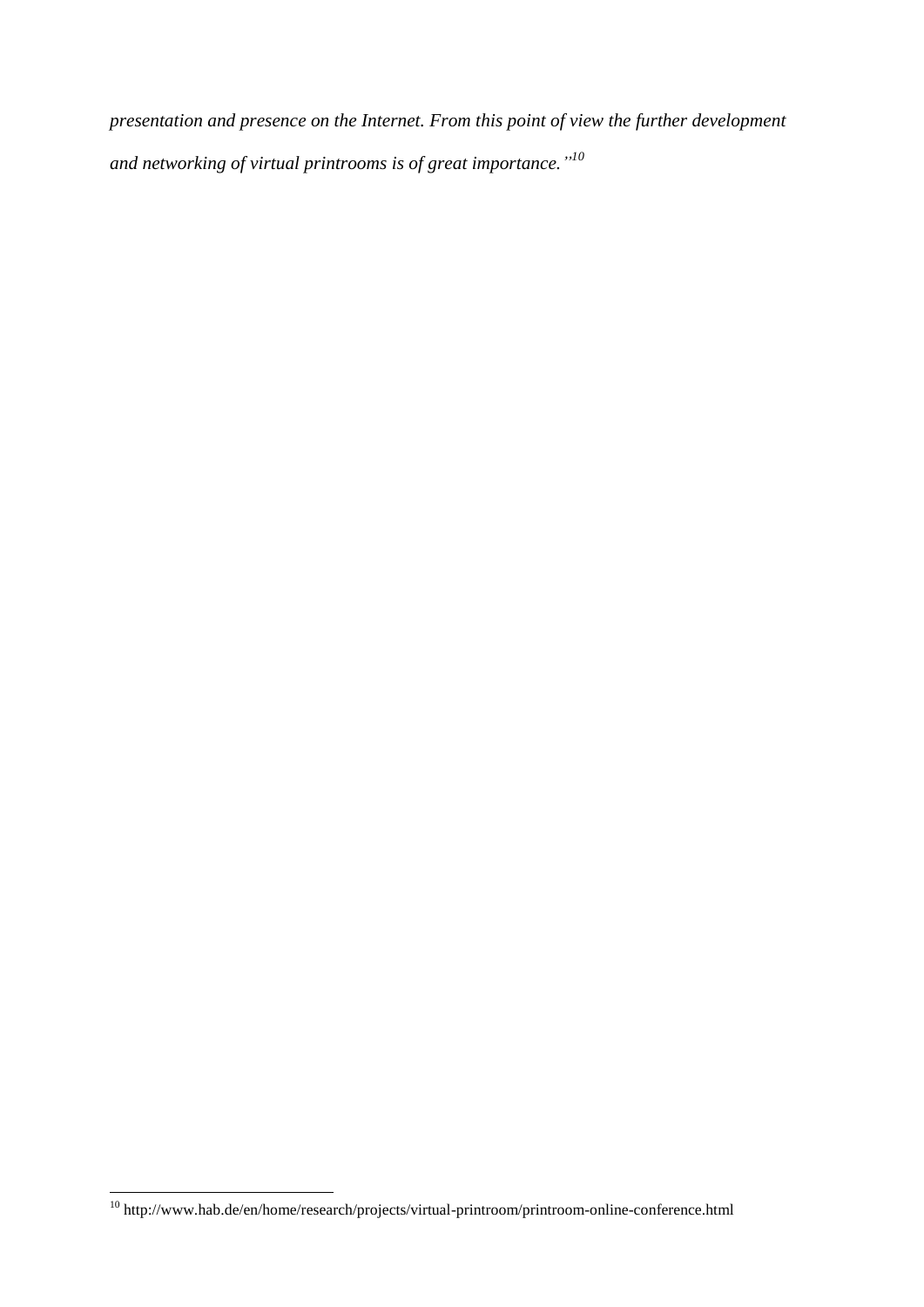*presentation and presence on the Internet. From this point of view the further development and networking of virtual printrooms is of great importance."*[10]

[10] http://www.hab.de/en/home/research/projects/virtual-printroom/printroom-online-conference.html